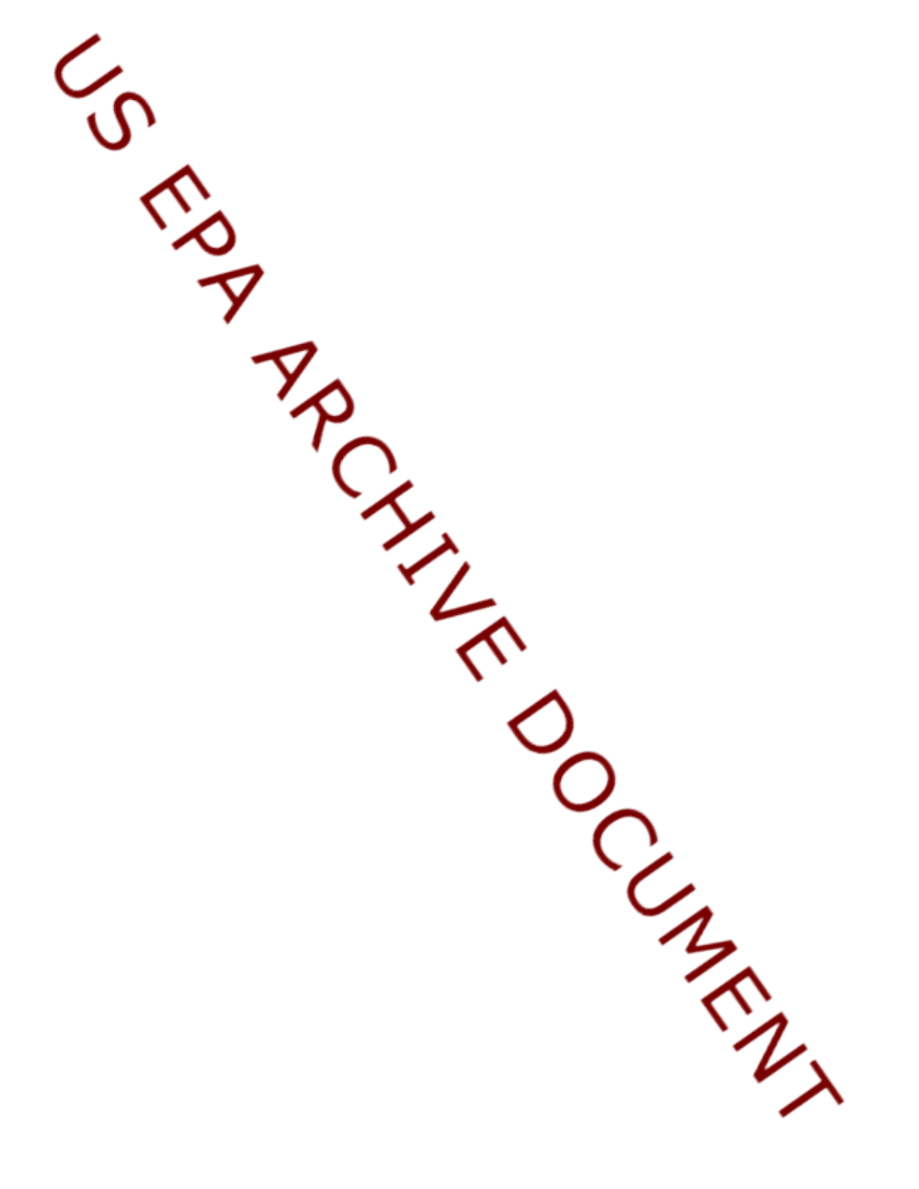US EPA ARCHIVE DOCUMENT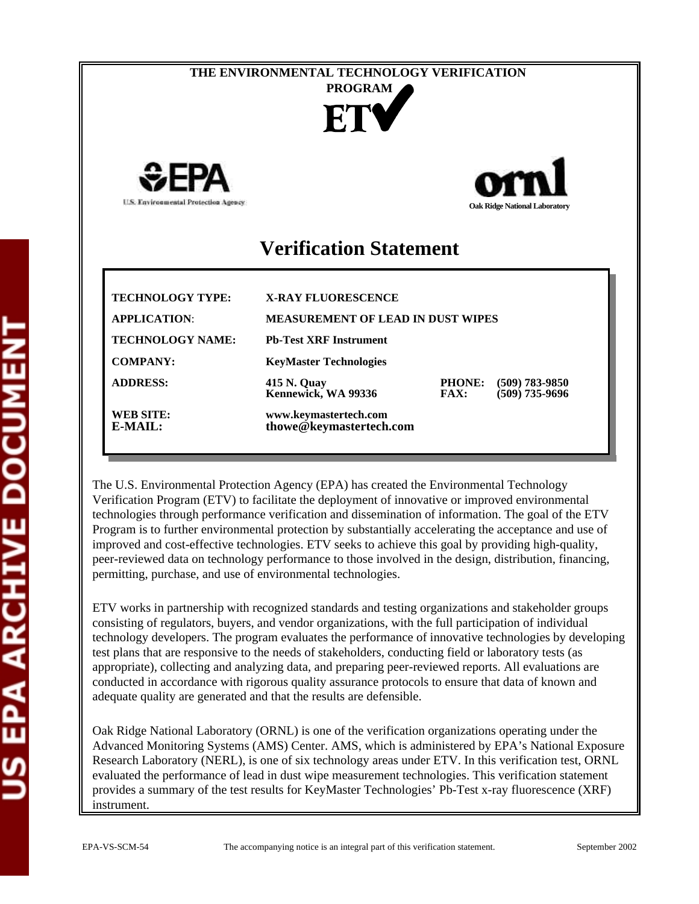THE ENVIRONMENTAL TECHNOLOGY VERIFICATION PROGRAM

ETV

U.S. Environmental Protection Agency

Oak Ridge National Laboratory

# Verification Statement

| | | | |
|---|---|---|---|
| **TECHNOLOGY TYPE:** | **X-RAY FLUORESCENCE** | | |
| **APPLICATION:** | **MEASUREMENT OF LEAD IN DUST WIPES** | | |
| **TECHNOLOGY NAME:** | **Pb-Test XRF Instrument** | | |
| **COMPANY:** | **KeyMaster Technologies** | | |
| **ADDRESS:** | **415 N. Quay**<br>**Kennewick, WA 99336** | **PHONE:**<br>**FAX:** | **(509) 783-9850**<br>**(509) 735-9696** |
| **WEB SITE:**<br>**E-MAIL:** | **www.keymastertech.com**<br>**thowe@keymastertech.com** | | |

The U.S. Environmental Protection Agency (EPA) has created the Environmental Technology Verification Program (ETV) to facilitate the deployment of innovative or improved environmental technologies through performance verification and dissemination of information. The goal of the ETV Program is to further environmental protection by substantially accelerating the acceptance and use of improved and cost-effective technologies. ETV seeks to achieve this goal by providing high-quality, peer-reviewed data on technology performance to those involved in the design, distribution, financing, permitting, purchase, and use of environmental technologies.

ETV works in partnership with recognized standards and testing organizations and stakeholder groups consisting of regulators, buyers, and vendor organizations, with the full participation of individual technology developers. The program evaluates the performance of innovative technologies by developing test plans that are responsive to the needs of stakeholders, conducting field or laboratory tests (as appropriate), collecting and analyzing data, and preparing peer-reviewed reports. All evaluations are conducted in accordance with rigorous quality assurance protocols to ensure that data of known and adequate quality are generated and that the results are defensible.

Oak Ridge National Laboratory (ORNL) is one of the verification organizations operating under the Advanced Monitoring Systems (AMS) Center. AMS, which is administered by EPA's National Exposure Research Laboratory (NERL), is one of six technology areas under ETV. In this verification test, ORNL evaluated the performance of lead in dust wipe measurement technologies. This verification statement provides a summary of the test results for KeyMaster Technologies' Pb-Test x-ray fluorescence (XRF) instrument.

EPA-VS-SCM-54 The accompanying notice is an integral part of this verification statement. September 2002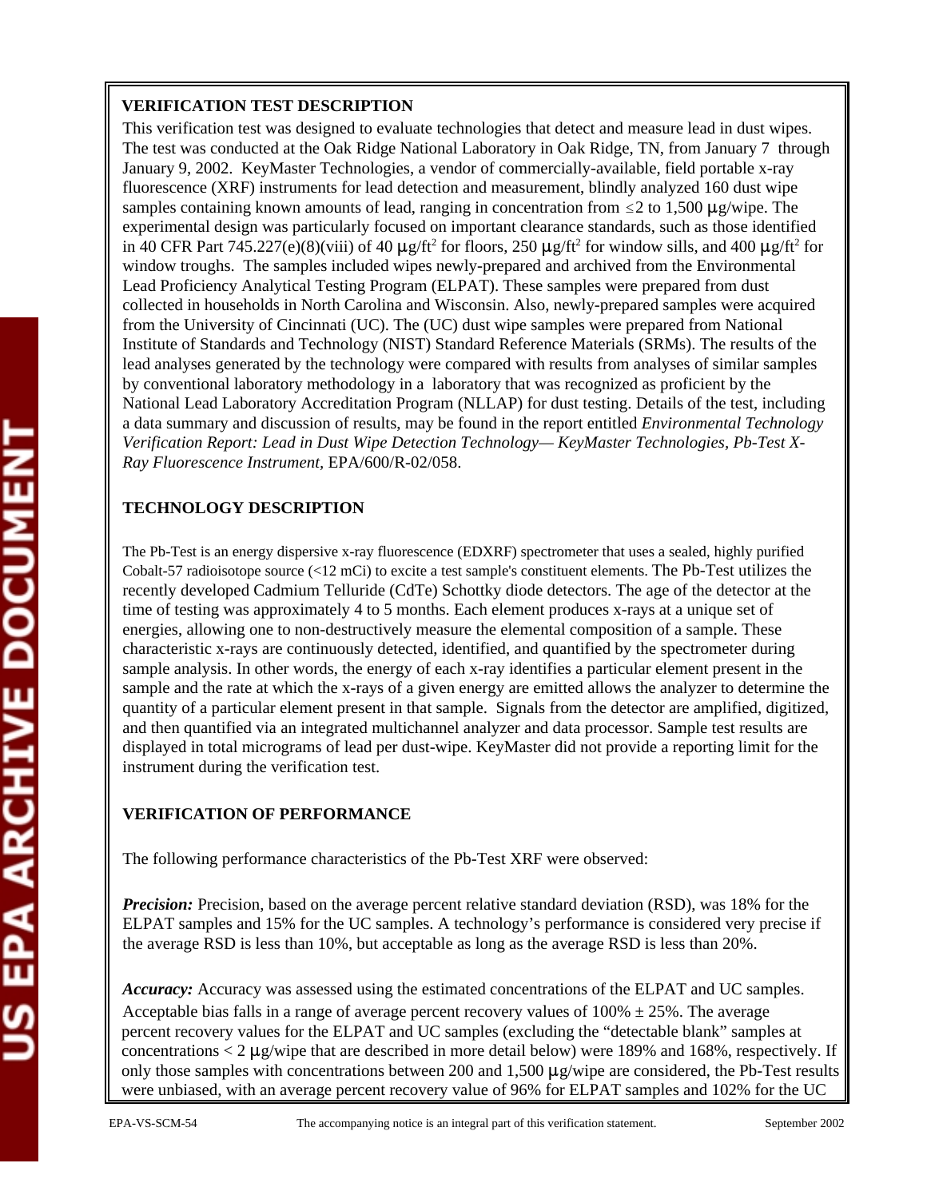## VERIFICATION TEST DESCRIPTION

This verification test was designed to evaluate technologies that detect and measure lead in dust wipes. The test was conducted at the Oak Ridge National Laboratory in Oak Ridge, TN, from January 7 through January 9, 2002. KeyMaster Technologies, a vendor of commercially-available, field portable x-ray fluorescence (XRF) instruments for lead detection and measurement, blindly analyzed 160 dust wipe samples containing known amounts of lead, ranging in concentration from $\leq 2$ to 1,500 µg/wipe. The experimental design was particularly focused on important clearance standards, such as those identified in 40 CFR Part 745.227(e)(8)(viii) of 40 µg/ft$^2$ for floors, 250 µg/ft$^2$ for window sills, and 400 µg/ft$^2$ for window troughs. The samples included wipes newly-prepared and archived from the Environmental Lead Proficiency Analytical Testing Program (ELPAT). These samples were prepared from dust collected in households in North Carolina and Wisconsin. Also, newly-prepared samples were acquired from the University of Cincinnati (UC). The (UC) dust wipe samples were prepared from National Institute of Standards and Technology (NIST) Standard Reference Materials (SRMs). The results of the lead analyses generated by the technology were compared with results from analyses of similar samples by conventional laboratory methodology in a laboratory that was recognized as proficient by the National Lead Laboratory Accreditation Program (NLLAP) for dust testing. Details of the test, including a data summary and discussion of results, may be found in the report entitled *Environmental Technology Verification Report: Lead in Dust Wipe Detection Technology— KeyMaster Technologies, Pb-Test X-Ray Fluorescence Instrument,* EPA/600/R-02/058.

## TECHNOLOGY DESCRIPTION

The Pb-Test is an energy dispersive x-ray fluorescence (EDXRF) spectrometer that uses a sealed, highly purified Cobalt-57 radioisotope source (<12 mCi) to excite a test sample's constituent elements. The Pb-Test utilizes the recently developed Cadmium Telluride (CdTe) Schottky diode detectors. The age of the detector at the time of testing was approximately 4 to 5 months. Each element produces x-rays at a unique set of energies, allowing one to non-destructively measure the elemental composition of a sample. These characteristic x-rays are continuously detected, identified, and quantified by the spectrometer during sample analysis. In other words, the energy of each x-ray identifies a particular element present in the sample and the rate at which the x-rays of a given energy are emitted allows the analyzer to determine the quantity of a particular element present in that sample. Signals from the detector are amplified, digitized, and then quantified via an integrated multichannel analyzer and data processor. Sample test results are displayed in total micrograms of lead per dust-wipe. KeyMaster did not provide a reporting limit for the instrument during the verification test.

## VERIFICATION OF PERFORMANCE

The following performance characteristics of the Pb-Test XRF were observed:

***Precision:*** Precision, based on the average percent relative standard deviation (RSD), was 18% for the ELPAT samples and 15% for the UC samples. A technology's performance is considered very precise if the average RSD is less than 10%, but acceptable as long as the average RSD is less than 20%.

***Accuracy:*** Accuracy was assessed using the estimated concentrations of the ELPAT and UC samples. Acceptable bias falls in a range of average percent recovery values of 100% ± 25%. The average percent recovery values for the ELPAT and UC samples (excluding the "detectable blank" samples at concentrations < 2 µg/wipe that are described in more detail below) were 189% and 168%, respectively. If only those samples with concentrations between 200 and 1,500 µg/wipe are considered, the Pb-Test results were unbiased, with an average percent recovery value of 96% for ELPAT samples and 102% for the UC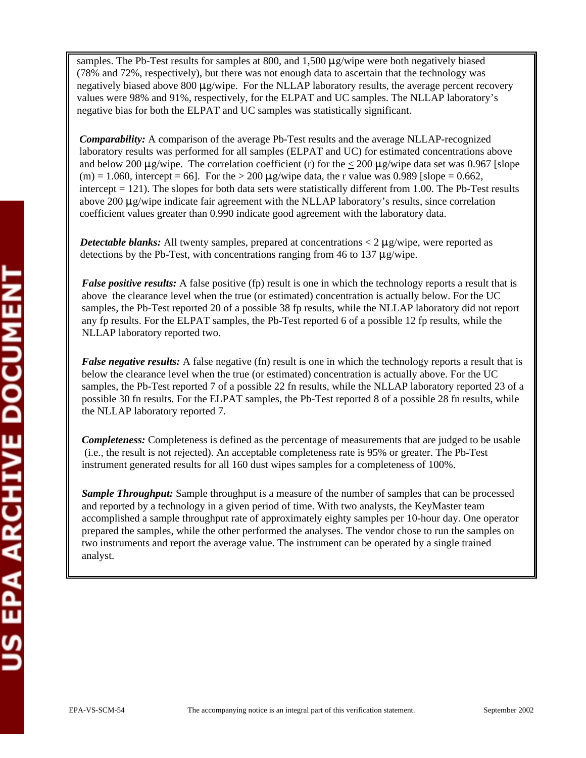samples. The Pb-Test results for samples at 800, and 1,500 µg/wipe were both negatively biased (78% and 72%, respectively), but there was not enough data to ascertain that the technology was negatively biased above 800 µg/wipe. For the NLLAP laboratory results, the average percent recovery values were 98% and 91%, respectively, for the ELPAT and UC samples. The NLLAP laboratory's negative bias for both the ELPAT and UC samples was statistically significant.

***Comparability:*** A comparison of the average Pb-Test results and the average NLLAP-recognized laboratory results was performed for all samples (ELPAT and UC) for estimated concentrations above and below 200 µg/wipe. The correlation coefficient (r) for the $\leq$ 200 µg/wipe data set was 0.967 [slope (m) = 1.060, intercept = 66]. For the > 200 µg/wipe data, the r value was 0.989 [slope = 0.662, intercept = 121). The slopes for both data sets were statistically different from 1.00. The Pb-Test results above 200 µg/wipe indicate fair agreement with the NLLAP laboratory's results, since correlation coefficient values greater than 0.990 indicate good agreement with the laboratory data.

***Detectable blanks:*** All twenty samples, prepared at concentrations < 2 µg/wipe, were reported as detections by the Pb-Test, with concentrations ranging from 46 to 137 µg/wipe.

***False positive results:*** A false positive (fp) result is one in which the technology reports a result that is above the clearance level when the true (or estimated) concentration is actually below. For the UC samples, the Pb-Test reported 20 of a possible 38 fp results, while the NLLAP laboratory did not report any fp results. For the ELPAT samples, the Pb-Test reported 6 of a possible 12 fp results, while the NLLAP laboratory reported two.

***False negative results:*** A false negative (fn) result is one in which the technology reports a result that is below the clearance level when the true (or estimated) concentration is actually above. For the UC samples, the Pb-Test reported 7 of a possible 22 fn results, while the NLLAP laboratory reported 23 of a possible 30 fn results. For the ELPAT samples, the Pb-Test reported 8 of a possible 28 fn results, while the NLLAP laboratory reported 7.

***Completeness:*** Completeness is defined as the percentage of measurements that are judged to be usable (i.e., the result is not rejected). An acceptable completeness rate is 95% or greater. The Pb-Test instrument generated results for all 160 dust wipes samples for a completeness of 100%.

***Sample Throughput:*** Sample throughput is a measure of the number of samples that can be processed and reported by a technology in a given period of time. With two analysts, the KeyMaster team accomplished a sample throughput rate of approximately eighty samples per 10-hour day. One operator prepared the samples, while the other performed the analyses. The vendor chose to run the samples on two instruments and report the average value. The instrument can be operated by a single trained analyst.

EPA-VS-SCM-54 The accompanying notice is an integral part of this verification statement. September 2002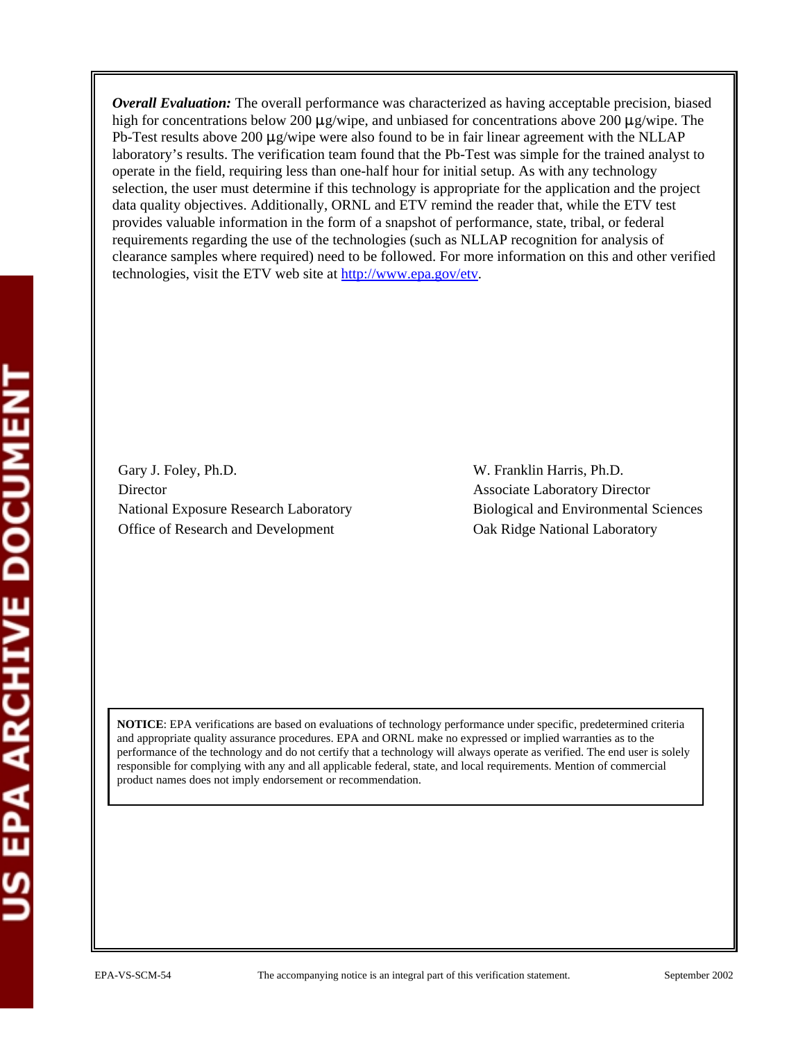***Overall Evaluation:*** The overall performance was characterized as having acceptable precision, biased high for concentrations below 200 μg/wipe, and unbiased for concentrations above 200 μg/wipe. The Pb-Test results above 200 μg/wipe were also found to be in fair linear agreement with the NLLAP laboratory's results. The verification team found that the Pb-Test was simple for the trained analyst to operate in the field, requiring less than one-half hour for initial setup. As with any technology selection, the user must determine if this technology is appropriate for the application and the project data quality objectives. Additionally, ORNL and ETV remind the reader that, while the ETV test provides valuable information in the form of a snapshot of performance, state, tribal, or federal requirements regarding the use of the technologies (such as NLLAP recognition for analysis of clearance samples where required) need to be followed. For more information on this and other verified technologies, visit the ETV web site at [http://www.epa.gov/etv](http://www.epa.gov/etv).

Gary J. Foley, Ph.D.
Director
National Exposure Research Laboratory
Office of Research and Development

W. Franklin Harris, Ph.D.
Associate Laboratory Director
Biological and Environmental Sciences
Oak Ridge National Laboratory

**NOTICE**: EPA verifications are based on evaluations of technology performance under specific, predetermined criteria and appropriate quality assurance procedures. EPA and ORNL make no expressed or implied warranties as to the performance of the technology and do not certify that a technology will always operate as verified. The end user is solely responsible for complying with any and all applicable federal, state, and local requirements. Mention of commercial product names does not imply endorsement or recommendation.

EPA-VS-SCM-54 The accompanying notice is an integral part of this verification statement. September 2002